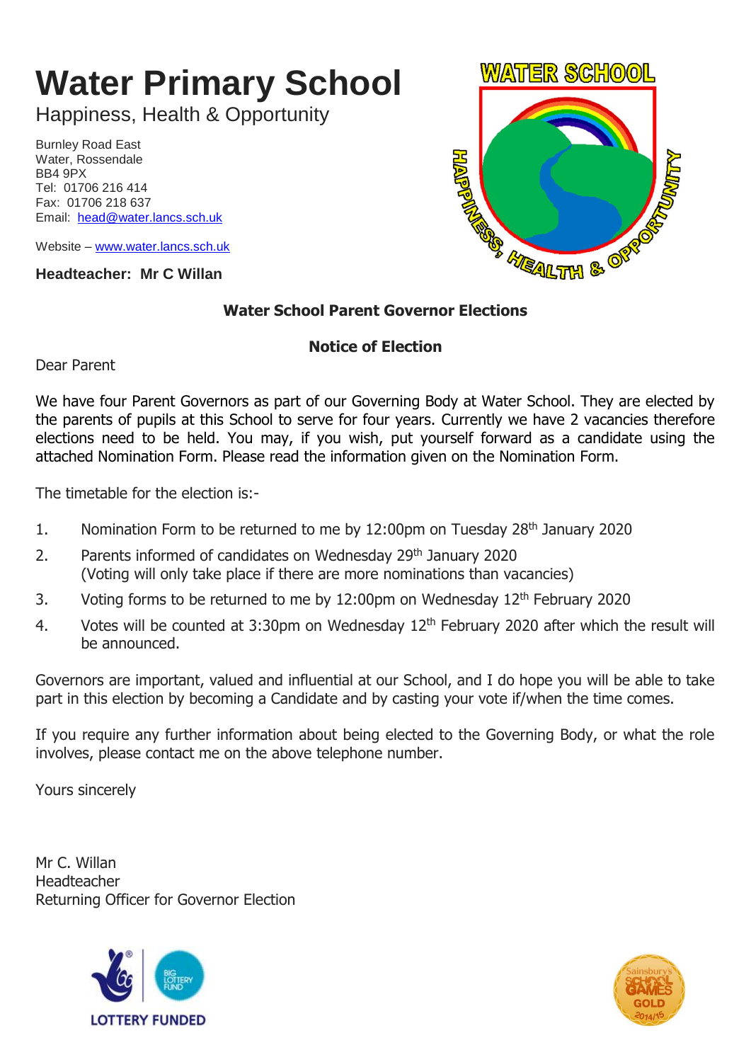# Water Primary School

Happiness, Health & Opportunity

Burnley Road East
Water, Rossendale
BB4 9PX
Tel: 01706 216 414
Fax: 01706 218 637
Email: head@water.lancs.sch.uk

Website – www.water.lancs.sch.uk

**Headteacher: Mr C Willan**

## Water School Parent Governor Elections

### Notice of Election

Dear Parent

We have four Parent Governors as part of our Governing Body at Water School. They are elected by the parents of pupils at this School to serve for four years. Currently we have 2 vacancies therefore elections need to be held. You may, if you wish, put yourself forward as a candidate using the attached Nomination Form. Please read the information given on the Nomination Form.

The timetable for the election is:-

1. Nomination Form to be returned to me by 12:00pm on Tuesday 28th January 2020
2. Parents informed of candidates on Wednesday 29th January 2020
   (Voting will only take place if there are more nominations than vacancies)
3. Voting forms to be returned to me by 12:00pm on Wednesday 12th February 2020
4. Votes will be counted at 3:30pm on Wednesday 12th February 2020 after which the result will be announced.

Governors are important, valued and influential at our School, and I do hope you will be able to take part in this election by becoming a Candidate and by casting your vote if/when the time comes.

If you require any further information about being elected to the Governing Body, or what the role involves, please contact me on the above telephone number.

Yours sincerely

Mr C. Willan
Headteacher
Returning Officer for Governor Election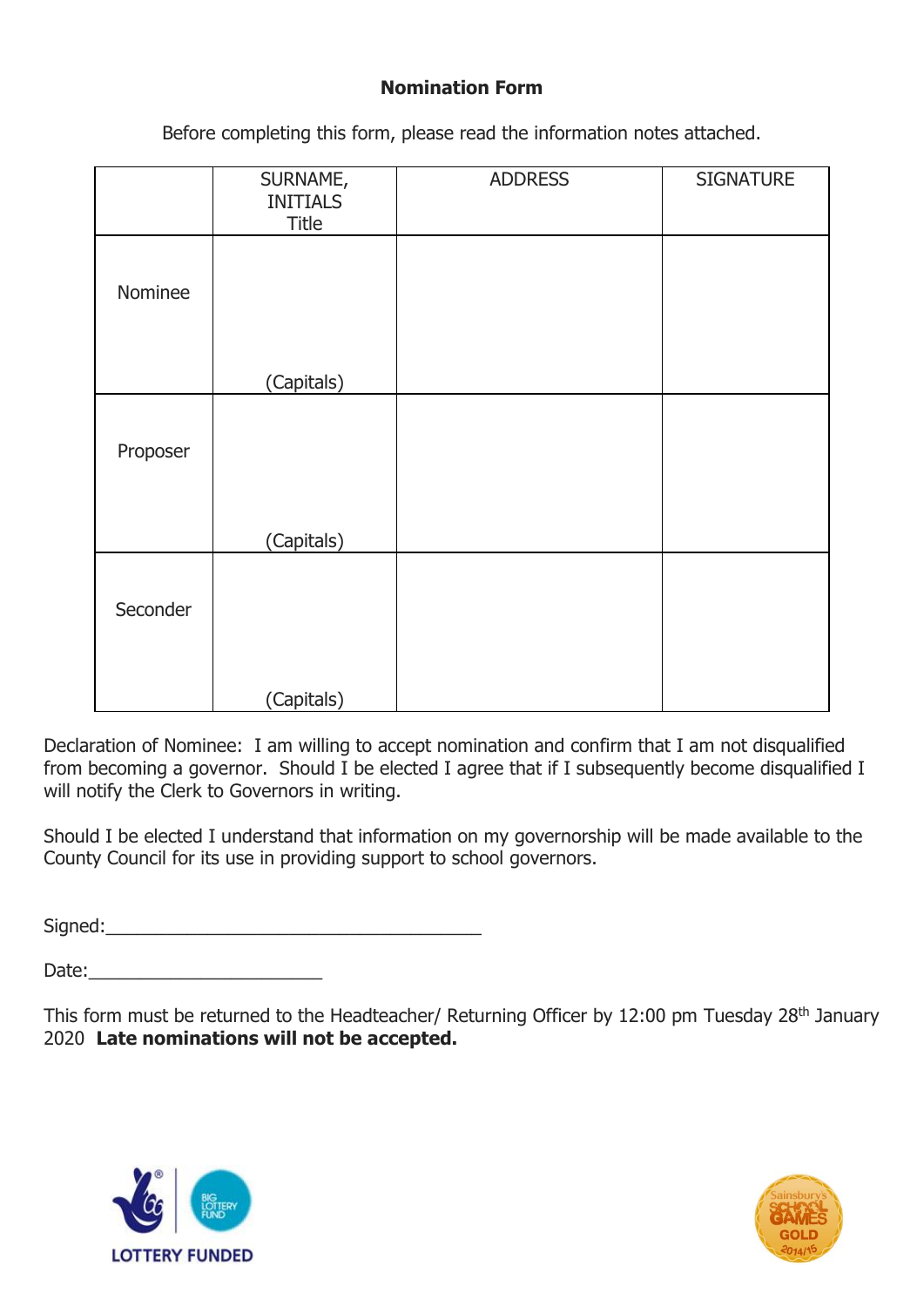## Nomination Form

Before completing this form, please read the information notes attached.

| | SURNAME, INITIALS Title | ADDRESS | SIGNATURE |
|---|---|---|---|
| Nominee | (Capitals) | | |
| Proposer | (Capitals) | | |
| Seconder | (Capitals) | | |

Declaration of Nominee: I am willing to accept nomination and confirm that I am not disqualified from becoming a governor. Should I be elected I agree that if I subsequently become disqualified I will notify the Clerk to Governors in writing.

Should I be elected I understand that information on my governorship will be made available to the County Council for its use in providing support to school governors.

Signed:_____________________________________

Date:________________________

This form must be returned to the Headteacher/ Returning Officer by 12:00 pm Tuesday 28th January 2020 **Late nominations will not be accepted.**

LOTTERY FUNDED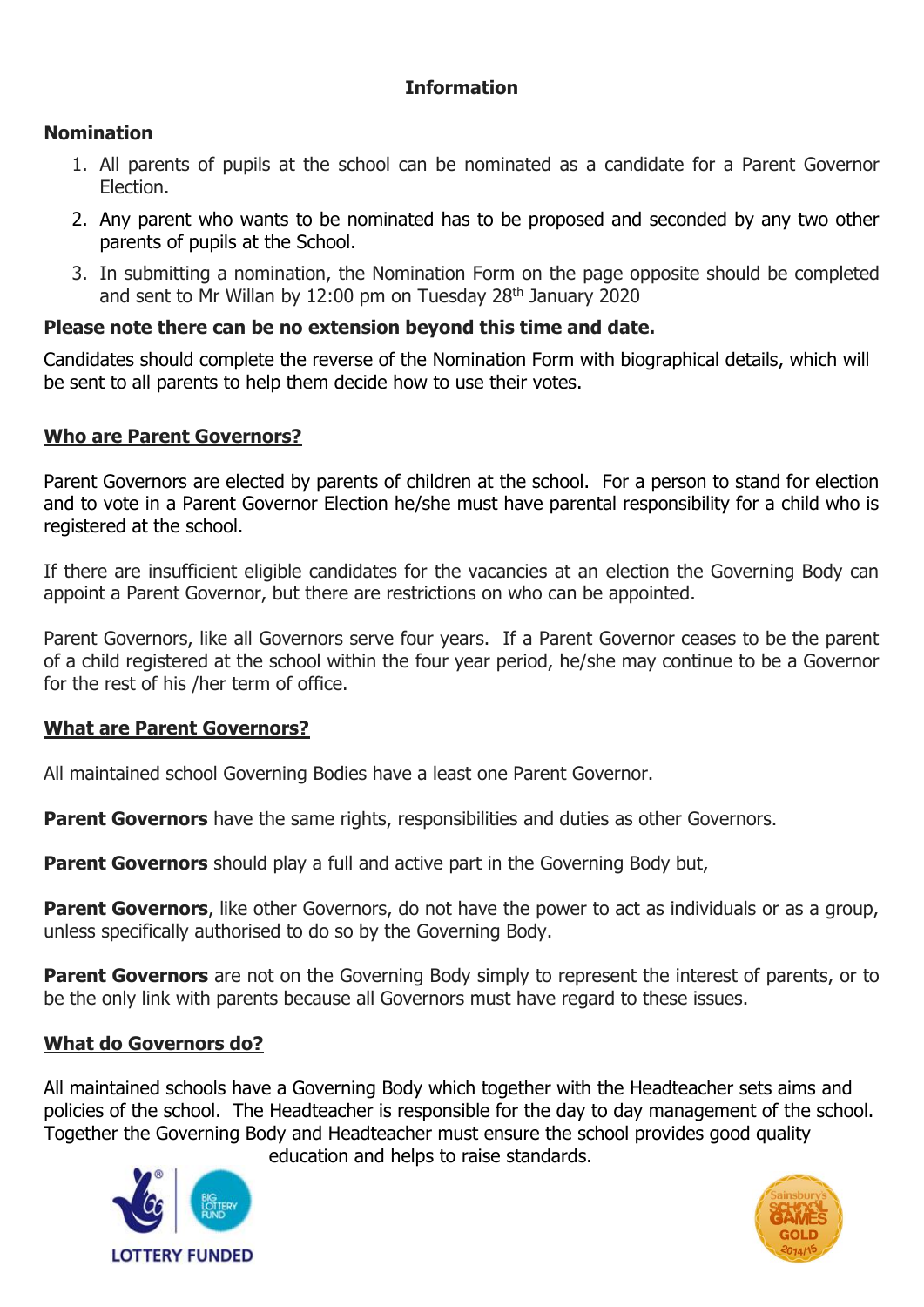# Information

## Nomination

1. All parents of pupils at the school can be nominated as a candidate for a Parent Governor Election.
2. Any parent who wants to be nominated has to be proposed and seconded by any two other parents of pupils at the School.
3. In submitting a nomination, the Nomination Form on the page opposite should be completed and sent to Mr Willan by 12:00 pm on Tuesday 28th January 2020

**Please note there can be no extension beyond this time and date.**

Candidates should complete the reverse of the Nomination Form with biographical details, which will be sent to all parents to help them decide how to use their votes.

## Who are Parent Governors?

Parent Governors are elected by parents of children at the school. For a person to stand for election and to vote in a Parent Governor Election he/she must have parental responsibility for a child who is registered at the school.

If there are insufficient eligible candidates for the vacancies at an election the Governing Body can appoint a Parent Governor, but there are restrictions on who can be appointed.

Parent Governors, like all Governors serve four years. If a Parent Governor ceases to be the parent of a child registered at the school within the four year period, he/she may continue to be a Governor for the rest of his /her term of office.

## What are Parent Governors?

All maintained school Governing Bodies have a least one Parent Governor.

**Parent Governors** have the same rights, responsibilities and duties as other Governors.

**Parent Governors** should play a full and active part in the Governing Body but,

**Parent Governors**, like other Governors, do not have the power to act as individuals or as a group, unless specifically authorised to do so by the Governing Body.

**Parent Governors** are not on the Governing Body simply to represent the interest of parents, or to be the only link with parents because all Governors must have regard to these issues.

## What do Governors do?

All maintained schools have a Governing Body which together with the Headteacher sets aims and policies of the school. The Headteacher is responsible for the day to day management of the school. Together the Governing Body and Headteacher must ensure the school provides good quality education and helps to raise standards.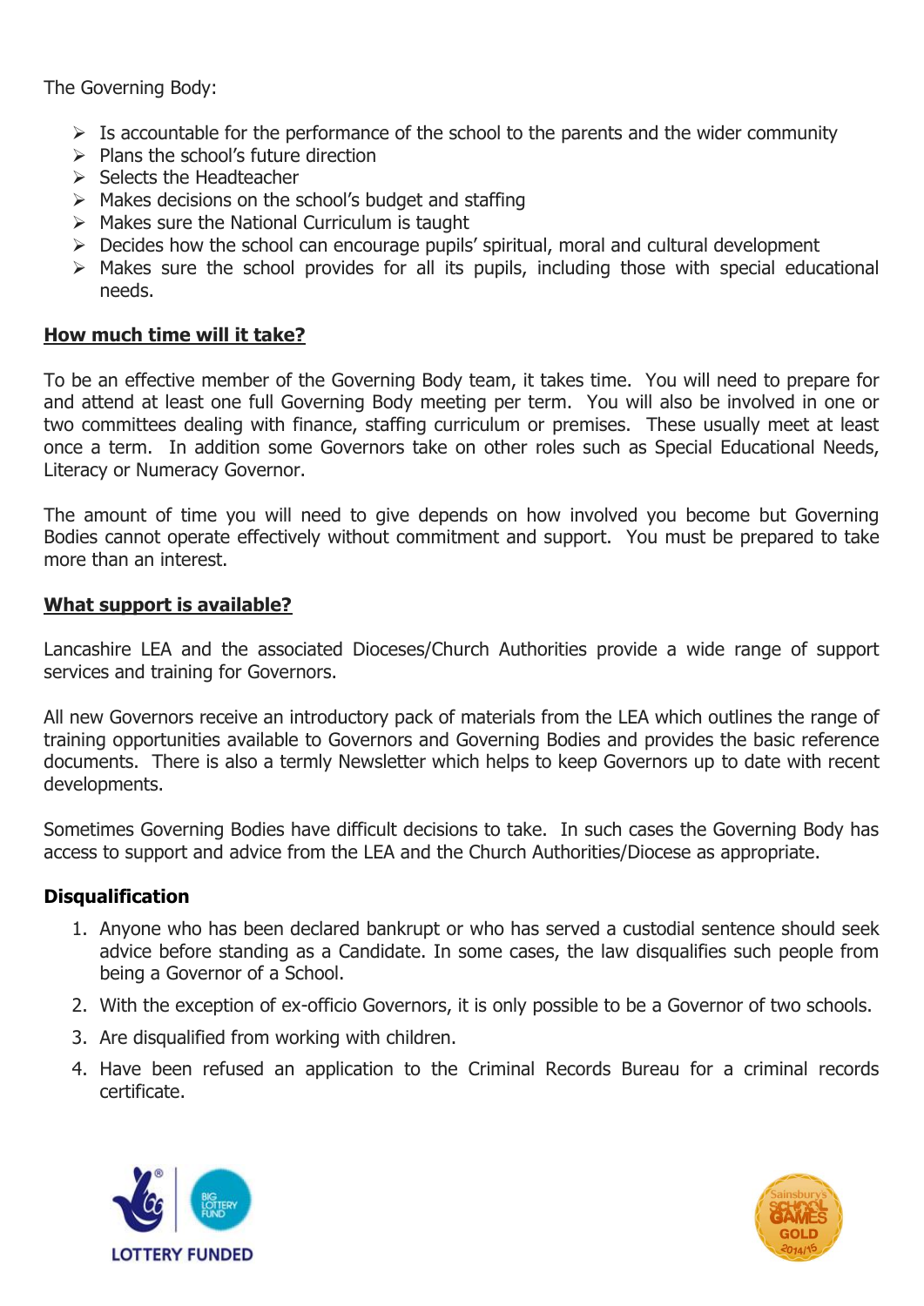The Governing Body:

- Is accountable for the performance of the school to the parents and the wider community
- Plans the school's future direction
- Selects the Headteacher
- Makes decisions on the school's budget and staffing
- Makes sure the National Curriculum is taught
- Decides how the school can encourage pupils' spiritual, moral and cultural development
- Makes sure the school provides for all its pupils, including those with special educational needs.

## How much time will it take?

To be an effective member of the Governing Body team, it takes time. You will need to prepare for and attend at least one full Governing Body meeting per term. You will also be involved in one or two committees dealing with finance, staffing curriculum or premises. These usually meet at least once a term. In addition some Governors take on other roles such as Special Educational Needs, Literacy or Numeracy Governor.

The amount of time you will need to give depends on how involved you become but Governing Bodies cannot operate effectively without commitment and support. You must be prepared to take more than an interest.

## What support is available?

Lancashire LEA and the associated Dioceses/Church Authorities provide a wide range of support services and training for Governors.

All new Governors receive an introductory pack of materials from the LEA which outlines the range of training opportunities available to Governors and Governing Bodies and provides the basic reference documents. There is also a termly Newsletter which helps to keep Governors up to date with recent developments.

Sometimes Governing Bodies have difficult decisions to take. In such cases the Governing Body has access to support and advice from the LEA and the Church Authorities/Diocese as appropriate.

## Disqualification

1. Anyone who has been declared bankrupt or who has served a custodial sentence should seek advice before standing as a Candidate. In some cases, the law disqualifies such people from being a Governor of a School.
2. With the exception of ex-officio Governors, it is only possible to be a Governor of two schools.
3. Are disqualified from working with children.
4. Have been refused an application to the Criminal Records Bureau for a criminal records certificate.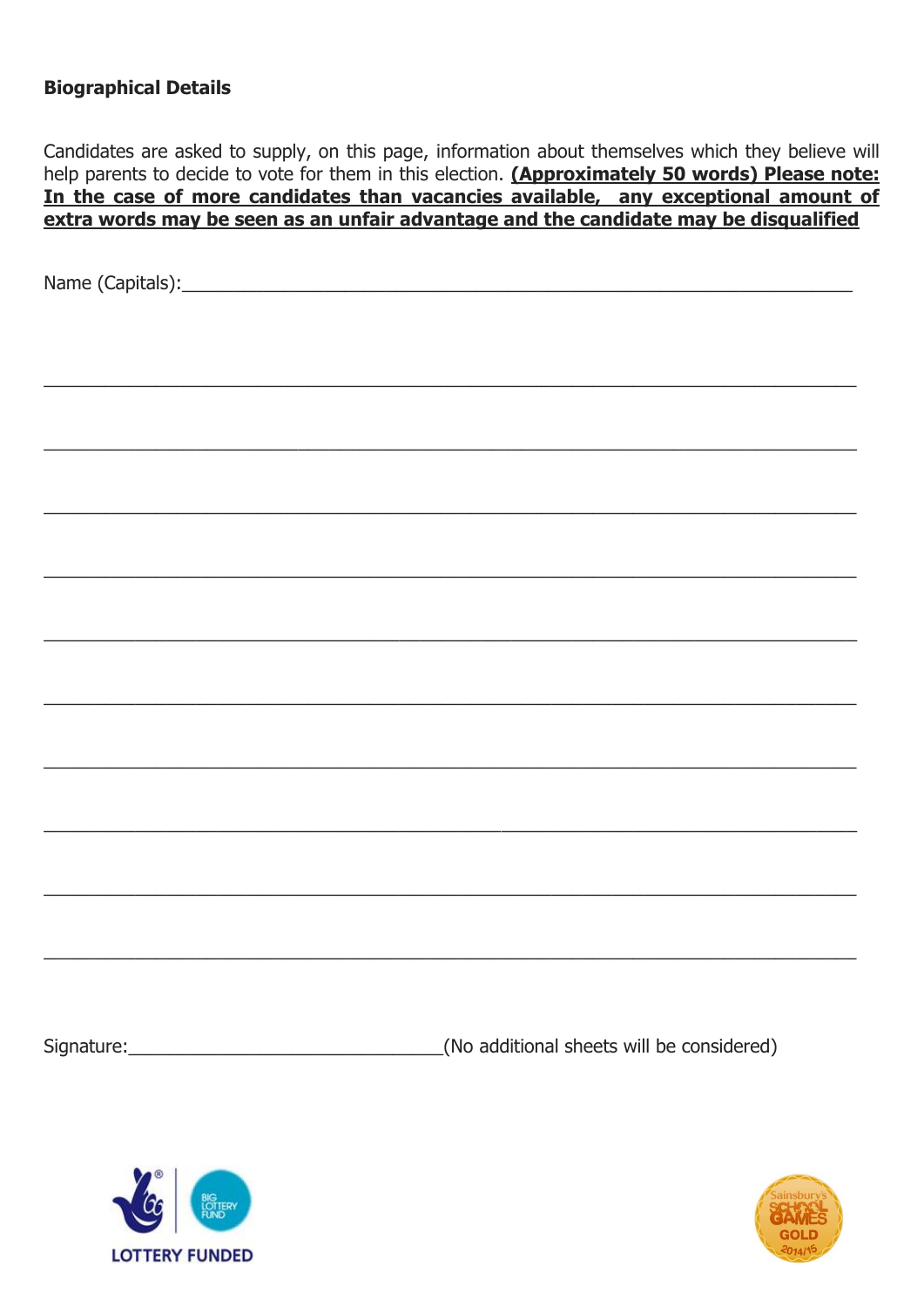**Biographical Details**

Candidates are asked to supply, on this page, information about themselves which they believe will help parents to decide to vote for them in this election. **(Approximately 50 words) Please note: In the case of more candidates than vacancies available, any exceptional amount of extra words may be seen as an unfair advantage and the candidate may be disqualified**

Name (Capitals):_______________________________________________________________

_____________________________________________________________________________

_____________________________________________________________________________

_____________________________________________________________________________

_____________________________________________________________________________

_____________________________________________________________________________

_____________________________________________________________________________

_____________________________________________________________________________

_____________________________________________________________________________

_____________________________________________________________________________

_____________________________________________________________________________

Signature:______________________________(No additional sheets will be considered)

LOTTERY FUNDED

BIG LOTTERY FUND

Sainsbury's SCHOOL GAMES GOLD 2014/15